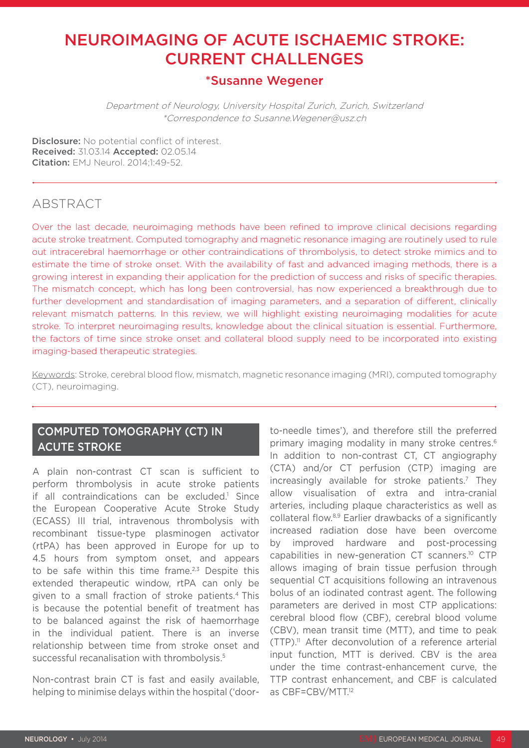# NEUROIMAGING OF ACUTE ISCHAEMIC STROKE: CURRENT CHALLENGES

**\*Susanne Wegener**

*Department of Neurology, University Hospital Zurich, Zurich, Switzerland*
*\*Correspondence to Susanne.Wegener@usz.ch*

**Disclosure:** No potential conflict of interest.
**Received:** 31.03.14 **Accepted:** 02.05.14
**Citation:** EMJ Neurol. 2014;1:49-52.

## ABSTRACT

Over the last decade, neuroimaging methods have been refined to improve clinical decisions regarding acute stroke treatment. Computed tomography and magnetic resonance imaging are routinely used to rule out intracerebral haemorrhage or other contraindications of thrombolysis, to detect stroke mimics and to estimate the time of stroke onset. With the availability of fast and advanced imaging methods, there is a growing interest in expanding their application for the prediction of success and risks of specific therapies. The mismatch concept, which has long been controversial, has now experienced a breakthrough due to further development and standardisation of imaging parameters, and a separation of different, clinically relevant mismatch patterns. In this review, we will highlight existing neuroimaging modalities for acute stroke. To interpret neuroimaging results, knowledge about the clinical situation is essential. Furthermore, the factors of time since stroke onset and collateral blood supply need to be incorporated into existing imaging-based therapeutic strategies.

Keywords: Stroke, cerebral blood flow, mismatch, magnetic resonance imaging (MRI), computed tomography (CT), neuroimaging.

## COMPUTED TOMOGRAPHY (CT) IN ACUTE STROKE

A plain non-contrast CT scan is sufficient to perform thrombolysis in acute stroke patients if all contraindications can be excluded.[1] Since the European Cooperative Acute Stroke Study (ECASS) III trial, intravenous thrombolysis with recombinant tissue-type plasminogen activator (rtPA) has been approved in Europe for up to 4.5 hours from symptom onset, and appears to be safe within this time frame.[2,3] Despite this extended therapeutic window, rtPA can only be given to a small fraction of stroke patients.[4] This is because the potential benefit of treatment has to be balanced against the risk of haemorrhage in the individual patient. There is an inverse relationship between time from stroke onset and successful recanalisation with thrombolysis.[5]

Non-contrast brain CT is fast and easily available, helping to minimise delays within the hospital ('door-to-needle times'), and therefore still the preferred primary imaging modality in many stroke centres.[6] In addition to non-contrast CT, CT angiography (CTA) and/or CT perfusion (CTP) imaging are increasingly available for stroke patients.[7] They allow visualisation of extra and intra-cranial arteries, including plaque characteristics as well as collateral flow.[8,9] Earlier drawbacks of a significantly increased radiation dose have been overcome by improved hardware and post-processing capabilities in new-generation CT scanners.[10] CTP allows imaging of brain tissue perfusion through sequential CT acquisitions following an intravenous bolus of an iodinated contrast agent. The following parameters are derived in most CTP applications: cerebral blood flow (CBF), cerebral blood volume (CBV), mean transit time (MTT), and time to peak (TTP).[11] After deconvolution of a reference arterial input function, MTT is derived. CBV is the area under the time contrast-enhancement curve, the TTP contrast enhancement, and CBF is calculated as CBF=CBV/MTT.[12]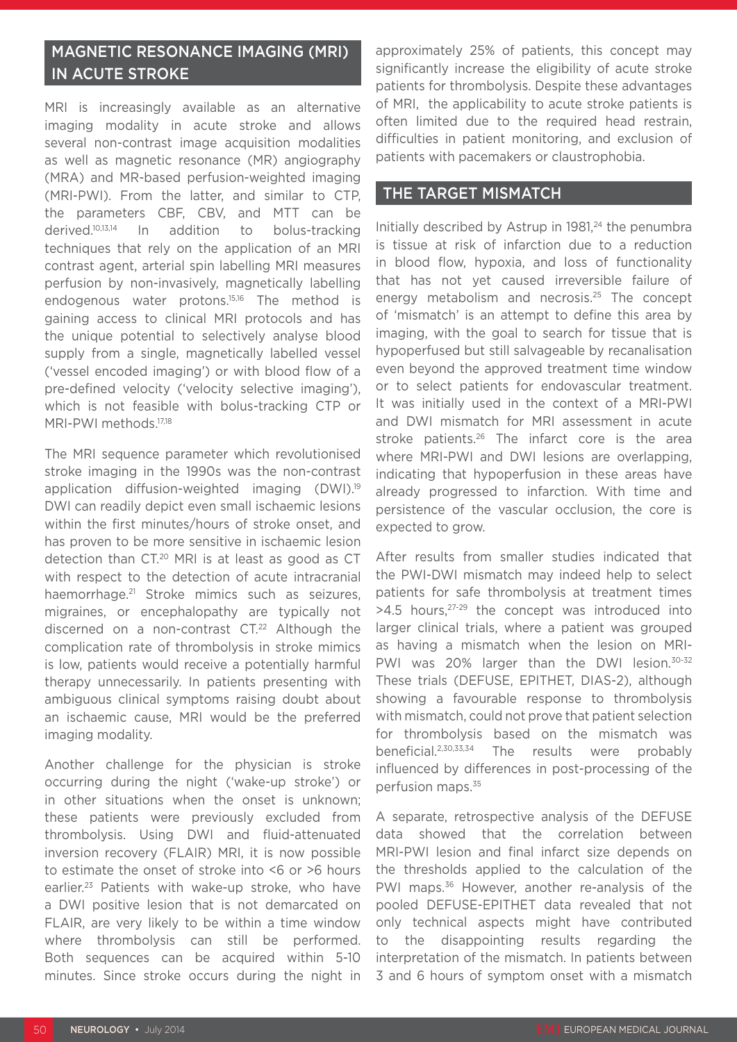## MAGNETIC RESONANCE IMAGING (MRI) IN ACUTE STROKE

MRI is increasingly available as an alternative imaging modality in acute stroke and allows several non-contrast image acquisition modalities as well as magnetic resonance (MR) angiography (MRA) and MR-based perfusion-weighted imaging (MRI-PWI). From the latter, and similar to CTP, the parameters CBF, CBV, and MTT can be derived.[10,13,14] In addition to bolus-tracking techniques that rely on the application of an MRI contrast agent, arterial spin labelling MRI measures perfusion by non-invasively, magnetically labelling endogenous water protons.[15,16] The method is gaining access to clinical MRI protocols and has the unique potential to selectively analyse blood supply from a single, magnetically labelled vessel ('vessel encoded imaging') or with blood flow of a pre-defined velocity ('velocity selective imaging'), which is not feasible with bolus-tracking CTP or MRI-PWI methods.[17,18]

The MRI sequence parameter which revolutionised stroke imaging in the 1990s was the non-contrast application diffusion-weighted imaging (DWI).[19] DWI can readily depict even small ischaemic lesions within the first minutes/hours of stroke onset, and has proven to be more sensitive in ischaemic lesion detection than CT.[20] MRI is at least as good as CT with respect to the detection of acute intracranial haemorrhage.[21] Stroke mimics such as seizures, migraines, or encephalopathy are typically not discerned on a non-contrast CT.[22] Although the complication rate of thrombolysis in stroke mimics is low, patients would receive a potentially harmful therapy unnecessarily. In patients presenting with ambiguous clinical symptoms raising doubt about an ischaemic cause, MRI would be the preferred imaging modality.

Another challenge for the physician is stroke occurring during the night ('wake-up stroke') or in other situations when the onset is unknown; these patients were previously excluded from thrombolysis. Using DWI and fluid-attenuated inversion recovery (FLAIR) MRI, it is now possible to estimate the onset of stroke into <6 or >6 hours earlier.[23] Patients with wake-up stroke, who have a DWI positive lesion that is not demarcated on FLAIR, are very likely to be within a time window where thrombolysis can still be performed. Both sequences can be acquired within 5-10 minutes. Since stroke occurs during the night in approximately 25% of patients, this concept may significantly increase the eligibility of acute stroke patients for thrombolysis. Despite these advantages of MRI, the applicability to acute stroke patients is often limited due to the required head restrain, difficulties in patient monitoring, and exclusion of patients with pacemakers or claustrophobia.

## THE TARGET MISMATCH

Initially described by Astrup in 1981,[24] the penumbra is tissue at risk of infarction due to a reduction in blood flow, hypoxia, and loss of functionality that has not yet caused irreversible failure of energy metabolism and necrosis.[25] The concept of 'mismatch' is an attempt to define this area by imaging, with the goal to search for tissue that is hypoperfused but still salvageable by recanalisation even beyond the approved treatment time window or to select patients for endovascular treatment. It was initially used in the context of a MRI-PWI and DWI mismatch for MRI assessment in acute stroke patients.[26] The infarct core is the area where MRI-PWI and DWI lesions are overlapping, indicating that hypoperfusion in these areas have already progressed to infarction. With time and persistence of the vascular occlusion, the core is expected to grow.

After results from smaller studies indicated that the PWI-DWI mismatch may indeed help to select patients for safe thrombolysis at treatment times >4.5 hours,[27-29] the concept was introduced into larger clinical trials, where a patient was grouped as having a mismatch when the lesion on MRI-PWI was 20% larger than the DWI lesion.[30-32] These trials (DEFUSE, EPITHET, DIAS-2), although showing a favourable response to thrombolysis with mismatch, could not prove that patient selection for thrombolysis based on the mismatch was beneficial.[2,30,33,34] The results were probably influenced by differences in post-processing of the perfusion maps.[35]

A separate, retrospective analysis of the DEFUSE data showed that the correlation between MRI-PWI lesion and final infarct size depends on the thresholds applied to the calculation of the PWI maps.[36] However, another re-analysis of the pooled DEFUSE-EPITHET data revealed that not only technical aspects might have contributed to the disappointing results regarding the interpretation of the mismatch. In patients between 3 and 6 hours of symptom onset with a mismatch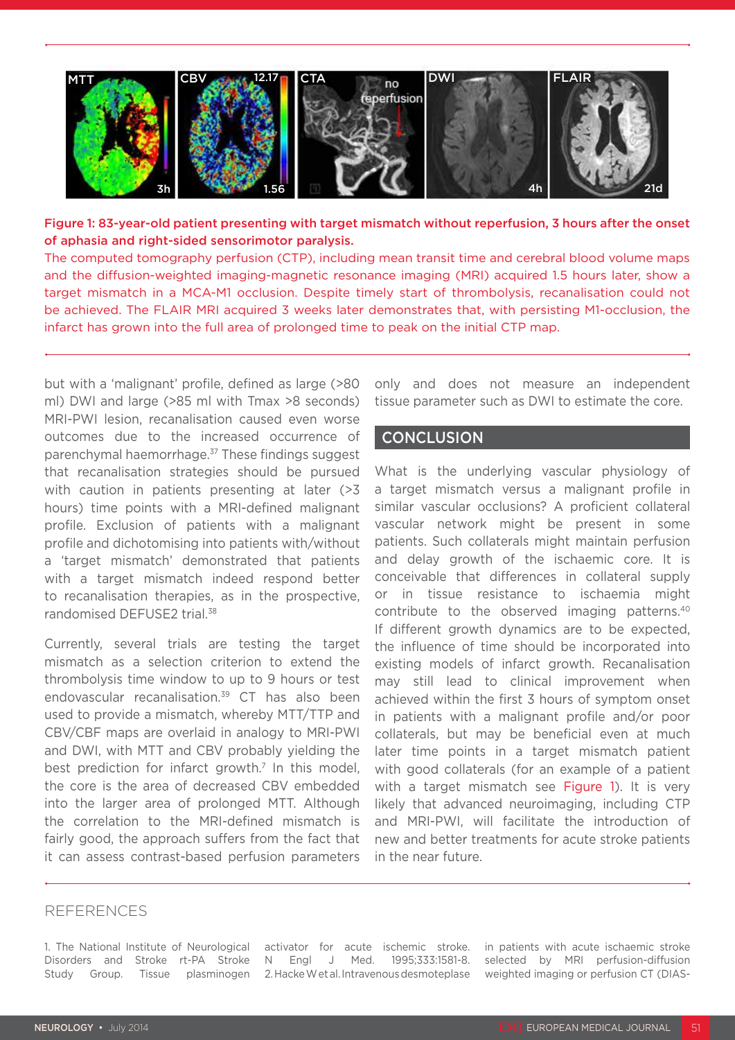Figure 1: 83-year-old patient presenting with target mismatch without reperfusion, 3 hours after the onset of aphasia and right-sided sensorimotor paralysis.

The computed tomography perfusion (CTP), including mean transit time and cerebral blood volume maps and the diffusion-weighted imaging-magnetic resonance imaging (MRI) acquired 1.5 hours later, show a target mismatch in a MCA-M1 occlusion. Despite timely start of thrombolysis, recanalisation could not be achieved. The FLAIR MRI acquired 3 weeks later demonstrates that, with persisting M1-occlusion, the infarct has grown into the full area of prolonged time to peak on the initial CTP map.

but with a 'malignant' profile, defined as large (>80 ml) DWI and large (>85 ml with Tmax >8 seconds) MRI-PWI lesion, recanalisation caused even worse outcomes due to the increased occurrence of parenchymal haemorrhage.[37] These findings suggest that recanalisation strategies should be pursued with caution in patients presenting at later (>3 hours) time points with a MRI-defined malignant profile. Exclusion of patients with a malignant profile and dichotomising into patients with/without a 'target mismatch' demonstrated that patients with a target mismatch indeed respond better to recanalisation therapies, as in the prospective, randomised DEFUSE2 trial.[38]

Currently, several trials are testing the target mismatch as a selection criterion to extend the thrombolysis time window to up to 9 hours or test endovascular recanalisation.[39] CT has also been used to provide a mismatch, whereby MTT/TTP and CBV/CBF maps are overlaid in analogy to MRI-PWI and DWI, with MTT and CBV probably yielding the best prediction for infarct growth.[7] In this model, the core is the area of decreased CBV embedded into the larger area of prolonged MTT. Although the correlation to the MRI-defined mismatch is fairly good, the approach suffers from the fact that it can assess contrast-based perfusion parameters only and does not measure an independent tissue parameter such as DWI to estimate the core.

## CONCLUSION

What is the underlying vascular physiology of a target mismatch versus a malignant profile in similar vascular occlusions? A proficient collateral vascular network might be present in some patients. Such collaterals might maintain perfusion and delay growth of the ischaemic core. It is conceivable that differences in collateral supply or in tissue resistance to ischaemia might contribute to the observed imaging patterns.[40] If different growth dynamics are to be expected, the influence of time should be incorporated into existing models of infarct growth. Recanalisation may still lead to clinical improvement when achieved within the first 3 hours of symptom onset in patients with a malignant profile and/or poor collaterals, but may be beneficial even at much later time points in a target mismatch patient with good collaterals (for an example of a patient with a target mismatch see Figure 1). It is very likely that advanced neuroimaging, including CTP and MRI-PWI, will facilitate the introduction of new and better treatments for acute stroke patients in the near future.

## REFERENCES

1. The National Institute of Neurological Disorders and Stroke rt-PA Stroke Study Group. Tissue plasminogen activator for acute ischemic stroke. N Engl J Med. 1995;333:1581-8.

2. Hacke W et al. Intravenous desmoteplase in patients with acute ischaemic stroke selected by MRI perfusion-diffusion weighted imaging or perfusion CT (DIAS-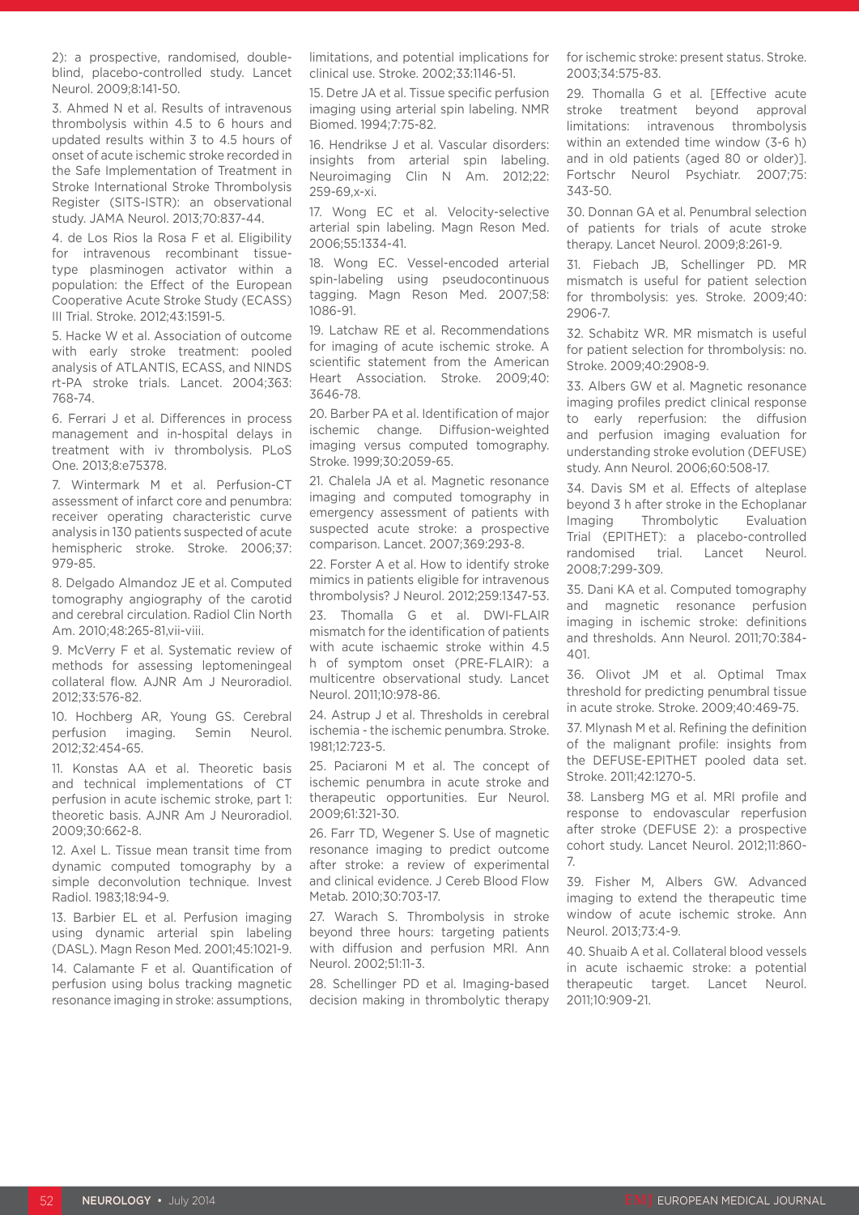2): a prospective, randomised, double-blind, placebo-controlled study. Lancet Neurol. 2009;8:141-50.

3. Ahmed N et al. Results of intravenous thrombolysis within 4.5 to 6 hours and updated results within 3 to 4.5 hours of onset of acute ischemic stroke recorded in the Safe Implementation of Treatment in Stroke International Stroke Thrombolysis Register (SITS-ISTR): an observational study. JAMA Neurol. 2013;70:837-44.

4. de Los Rios la Rosa F et al. Eligibility for intravenous recombinant tissue-type plasminogen activator within a population: the Effect of the European Cooperative Acute Stroke Study (ECASS) III Trial. Stroke. 2012;43:1591-5.

5. Hacke W et al. Association of outcome with early stroke treatment: pooled analysis of ATLANTIS, ECASS, and NINDS rt-PA stroke trials. Lancet. 2004;363:768-74.

6. Ferrari J et al. Differences in process management and in-hospital delays in treatment with iv thrombolysis. PLoS One. 2013;8:e75378.

7. Wintermark M et al. Perfusion-CT assessment of infarct core and penumbra: receiver operating characteristic curve analysis in 130 patients suspected of acute hemispheric stroke. Stroke. 2006;37:979-85.

8. Delgado Almandoz JE et al. Computed tomography angiography of the carotid and cerebral circulation. Radiol Clin North Am. 2010;48:265-81,vii-viii.

9. McVerry F et al. Systematic review of methods for assessing leptomeningeal collateral flow. AJNR Am J Neuroradiol. 2012;33:576-82.

10. Hochberg AR, Young GS. Cerebral perfusion imaging. Semin Neurol. 2012;32:454-65.

11. Konstas AA et al. Theoretic basis and technical implementations of CT perfusion in acute ischemic stroke, part 1: theoretic basis. AJNR Am J Neuroradiol. 2009;30:662-8.

12. Axel L. Tissue mean transit time from dynamic computed tomography by a simple deconvolution technique. Invest Radiol. 1983;18:94-9.

13. Barbier EL et al. Perfusion imaging using dynamic arterial spin labeling (DASL). Magn Reson Med. 2001;45:1021-9.

14. Calamante F et al. Quantification of perfusion using bolus tracking magnetic resonance imaging in stroke: assumptions, limitations, and potential implications for clinical use. Stroke. 2002;33:1146-51.

15. Detre JA et al. Tissue specific perfusion imaging using arterial spin labeling. NMR Biomed. 1994;7:75-82.

16. Hendrikse J et al. Vascular disorders: insights from arterial spin labeling. Neuroimaging Clin N Am. 2012;22:259-69,x-xi.

17. Wong EC et al. Velocity-selective arterial spin labeling. Magn Reson Med. 2006;55:1334-41.

18. Wong EC. Vessel-encoded arterial spin-labeling using pseudocontinuous tagging. Magn Reson Med. 2007;58:1086-91.

19. Latchaw RE et al. Recommendations for imaging of acute ischemic stroke. A scientific statement from the American Heart Association. Stroke. 2009;40:3646-78.

20. Barber PA et al. Identification of major ischemic change. Diffusion-weighted imaging versus computed tomography. Stroke. 1999;30:2059-65.

21. Chalela JA et al. Magnetic resonance imaging and computed tomography in emergency assessment of patients with suspected acute stroke: a prospective comparison. Lancet. 2007;369:293-8.

22. Forster A et al. How to identify stroke mimics in patients eligible for intravenous thrombolysis? J Neurol. 2012;259:1347-53.

23. Thomalla G et al. DWI-FLAIR mismatch for the identification of patients with acute ischaemic stroke within 4.5 h of symptom onset (PRE-FLAIR): a multicentre observational study. Lancet Neurol. 2011;10:978-86.

24. Astrup J et al. Thresholds in cerebral ischemia - the ischemic penumbra. Stroke. 1981;12:723-5.

25. Paciaroni M et al. The concept of ischemic penumbra in acute stroke and therapeutic opportunities. Eur Neurol. 2009;61:321-30.

26. Farr TD, Wegener S. Use of magnetic resonance imaging to predict outcome after stroke: a review of experimental and clinical evidence. J Cereb Blood Flow Metab. 2010;30:703-17.

27. Warach S. Thrombolysis in stroke beyond three hours: targeting patients with diffusion and perfusion MRI. Ann Neurol. 2002;51:11-3.

28. Schellinger PD et al. Imaging-based decision making in thrombolytic therapy for ischemic stroke: present status. Stroke. 2003;34:575-83.

29. Thomalla G et al. [Effective acute stroke treatment beyond approval limitations: intravenous thrombolysis within an extended time window (3-6 h) and in old patients (aged 80 or older)]. Fortschr Neurol Psychiatr. 2007;75:343-50.

30. Donnan GA et al. Penumbral selection of patients for trials of acute stroke therapy. Lancet Neurol. 2009;8:261-9.

31. Fiebach JB, Schellinger PD. MR mismatch is useful for patient selection for thrombolysis: yes. Stroke. 2009;40:2906-7.

32. Schabitz WR. MR mismatch is useful for patient selection for thrombolysis: no. Stroke. 2009;40:2908-9.

33. Albers GW et al. Magnetic resonance imaging profiles predict clinical response to early reperfusion: the diffusion and perfusion imaging evaluation for understanding stroke evolution (DEFUSE) study. Ann Neurol. 2006;60:508-17.

34. Davis SM et al. Effects of alteplase beyond 3 h after stroke in the Echoplanar Imaging Thrombolytic Evaluation Trial (EPITHET): a placebo-controlled randomised trial. Lancet Neurol. 2008;7:299-309.

35. Dani KA et al. Computed tomography and magnetic resonance perfusion imaging in ischemic stroke: definitions and thresholds. Ann Neurol. 2011;70:384-401.

36. Olivot JM et al. Optimal Tmax threshold for predicting penumbral tissue in acute stroke. Stroke. 2009;40:469-75.

37. Mlynash M et al. Refining the definition of the malignant profile: insights from the DEFUSE-EPITHET pooled data set. Stroke. 2011;42:1270-5.

38. Lansberg MG et al. MRI profile and response to endovascular reperfusion after stroke (DEFUSE 2): a prospective cohort study. Lancet Neurol. 2012;11:860-7.

39. Fisher M, Albers GW. Advanced imaging to extend the therapeutic time window of acute ischemic stroke. Ann Neurol. 2013;73:4-9.

40. Shuaib A et al. Collateral blood vessels in acute ischaemic stroke: a potential therapeutic target. Lancet Neurol. 2011;10:909-21.